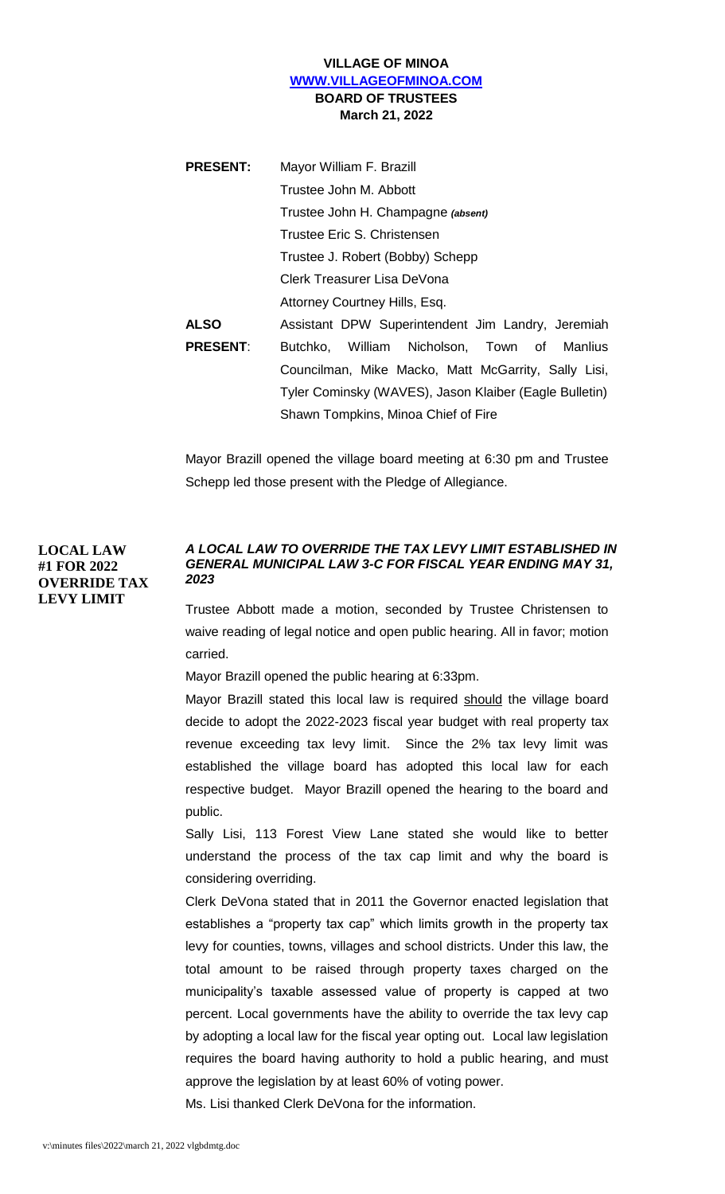# VILLAGE OF MINOA
## WWW.VILLAGEOFMINOA.COM
## BOARD OF TRUSTEES
## March 21, 2022

**PRESENT:** Mayor William F. Brazill
Trustee John M. Abbott
Trustee John H. Champagne *(absent)*
Trustee Eric S. Christensen
Trustee J. Robert (Bobby) Schepp
Clerk Treasurer Lisa DeVona
Attorney Courtney Hills, Esq.

**ALSO PRESENT**: Assistant DPW Superintendent Jim Landry, Jeremiah Butchko, William Nicholson, Town of Manlius Councilman, Mike Macko, Matt McGarrity, Sally Lisi, Tyler Cominsky (WAVES), Jason Klaiber (Eagle Bulletin) Shawn Tompkins, Minoa Chief of Fire

Mayor Brazill opened the village board meeting at 6:30 pm and Trustee Schepp led those present with the Pledge of Allegiance.

**LOCAL LAW #1 FOR 2022 OVERRIDE TAX LEVY LIMIT**

***A LOCAL LAW TO OVERRIDE THE TAX LEVY LIMIT ESTABLISHED IN GENERAL MUNICIPAL LAW 3-C FOR FISCAL YEAR ENDING MAY 31, 2023***

Trustee Abbott made a motion, seconded by Trustee Christensen to waive reading of legal notice and open public hearing. All in favor; motion carried.

Mayor Brazill opened the public hearing at 6:33pm.

Mayor Brazill stated this local law is required should the village board decide to adopt the 2022-2023 fiscal year budget with real property tax revenue exceeding tax levy limit. Since the 2% tax levy limit was established the village board has adopted this local law for each respective budget. Mayor Brazill opened the hearing to the board and public.

Sally Lisi, 113 Forest View Lane stated she would like to better understand the process of the tax cap limit and why the board is considering overriding.

Clerk DeVona stated that in 2011 the Governor enacted legislation that establishes a "property tax cap" which limits growth in the property tax levy for counties, towns, villages and school districts. Under this law, the total amount to be raised through property taxes charged on the municipality's taxable assessed value of property is capped at two percent. Local governments have the ability to override the tax levy cap by adopting a local law for the fiscal year opting out. Local law legislation requires the board having authority to hold a public hearing, and must approve the legislation by at least 60% of voting power.

Ms. Lisi thanked Clerk DeVona for the information.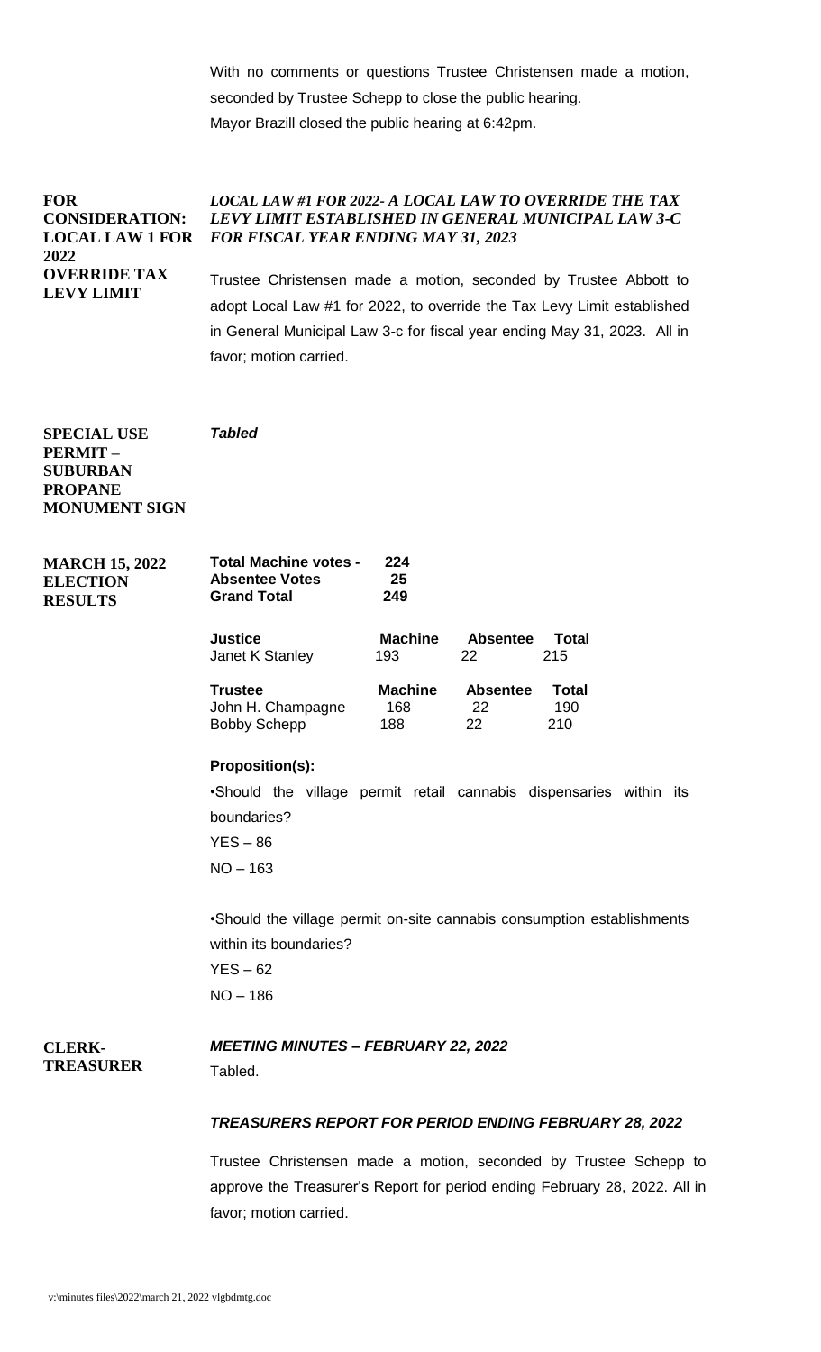With no comments or questions Trustee Christensen made a motion, seconded by Trustee Schepp to close the public hearing.
Mayor Brazill closed the public hearing at 6:42pm.

**FOR CONSIDERATION: LOCAL LAW 1 FOR 2022 OVERRIDE TAX LEVY LIMIT**

***LOCAL LAW #1 FOR 2022- A LOCAL LAW TO OVERRIDE THE TAX LEVY LIMIT ESTABLISHED IN GENERAL MUNICIPAL LAW 3-C FOR FISCAL YEAR ENDING MAY 31, 2023***

Trustee Christensen made a motion, seconded by Trustee Abbott to adopt Local Law #1 for 2022, to override the Tax Levy Limit established in General Municipal Law 3-c for fiscal year ending May 31, 2023. All in favor; motion carried.

**SPECIAL USE PERMIT – SUBURBAN PROPANE MONUMENT SIGN**

***Tabled***

**MARCH 15, 2022 ELECTION RESULTS**

| | |
|---|---|
| **Total Machine votes -** | **224** |
| **Absentee Votes** | **25** |
| **Grand Total** | **249** |

| **Justice** | **Machine** | **Absentee** | **Total** |
|---|---|---|---|
| Janet K Stanley | 193 | 22 | 215 |

| **Trustee** | **Machine** | **Absentee** | **Total** |
|---|---|---|---|
| John H. Champagne | 168 | 22 | 190 |
| Bobby Schepp | 188 | 22 | 210 |

**Proposition(s):**

•Should the village permit retail cannabis dispensaries within its boundaries?
YES – 86
NO – 163

•Should the village permit on-site cannabis consumption establishments within its boundaries?
YES – 62
NO – 186

**CLERK-TREASURER**

***MEETING MINUTES – FEBRUARY 22, 2022***

Tabled.

***TREASURERS REPORT FOR PERIOD ENDING FEBRUARY 28, 2022***

Trustee Christensen made a motion, seconded by Trustee Schepp to approve the Treasurer's Report for period ending February 28, 2022. All in favor; motion carried.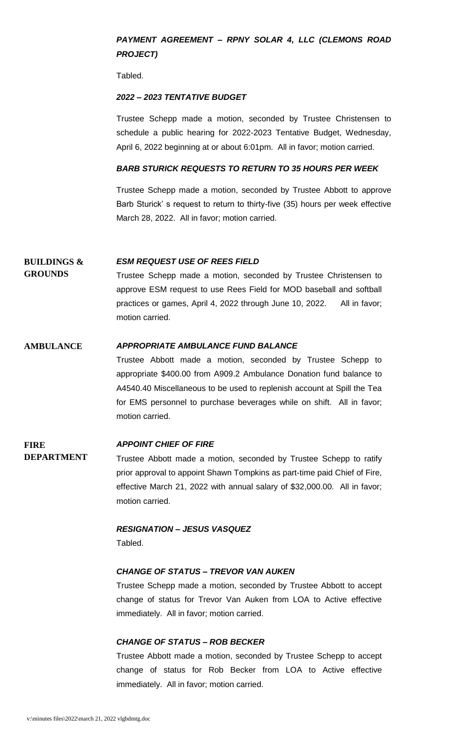***PAYMENT AGREEMENT – RPNY SOLAR 4, LLC (CLEMONS ROAD PROJECT)***

Tabled.

***2022 – 2023 TENTATIVE BUDGET***

Trustee Schepp made a motion, seconded by Trustee Christensen to schedule a public hearing for 2022-2023 Tentative Budget, Wednesday, April 6, 2022 beginning at or about 6:01pm. All in favor; motion carried.

***BARB STURICK REQUESTS TO RETURN TO 35 HOURS PER WEEK***

Trustee Schepp made a motion, seconded by Trustee Abbott to approve Barb Sturick' s request to return to thirty-five (35) hours per week effective March 28, 2022. All in favor; motion carried.

**BUILDINGS & GROUNDS**

***ESM REQUEST USE OF REES FIELD***

Trustee Schepp made a motion, seconded by Trustee Christensen to approve ESM request to use Rees Field for MOD baseball and softball practices or games, April 4, 2022 through June 10, 2022. All in favor; motion carried.

**AMBULANCE**

***APPROPRIATE AMBULANCE FUND BALANCE***

Trustee Abbott made a motion, seconded by Trustee Schepp to appropriate $400.00 from A909.2 Ambulance Donation fund balance to A4540.40 Miscellaneous to be used to replenish account at Spill the Tea for EMS personnel to purchase beverages while on shift. All in favor; motion carried.

**FIRE DEPARTMENT**

***APPOINT CHIEF OF FIRE***

Trustee Abbott made a motion, seconded by Trustee Schepp to ratify prior approval to appoint Shawn Tompkins as part-time paid Chief of Fire, effective March 21, 2022 with annual salary of $32,000.00. All in favor; motion carried.

***RESIGNATION – JESUS VASQUEZ***

Tabled.

***CHANGE OF STATUS – TREVOR VAN AUKEN***

Trustee Schepp made a motion, seconded by Trustee Abbott to accept change of status for Trevor Van Auken from LOA to Active effective immediately. All in favor; motion carried.

***CHANGE OF STATUS – ROB BECKER***

Trustee Abbott made a motion, seconded by Trustee Schepp to accept change of status for Rob Becker from LOA to Active effective immediately. All in favor; motion carried.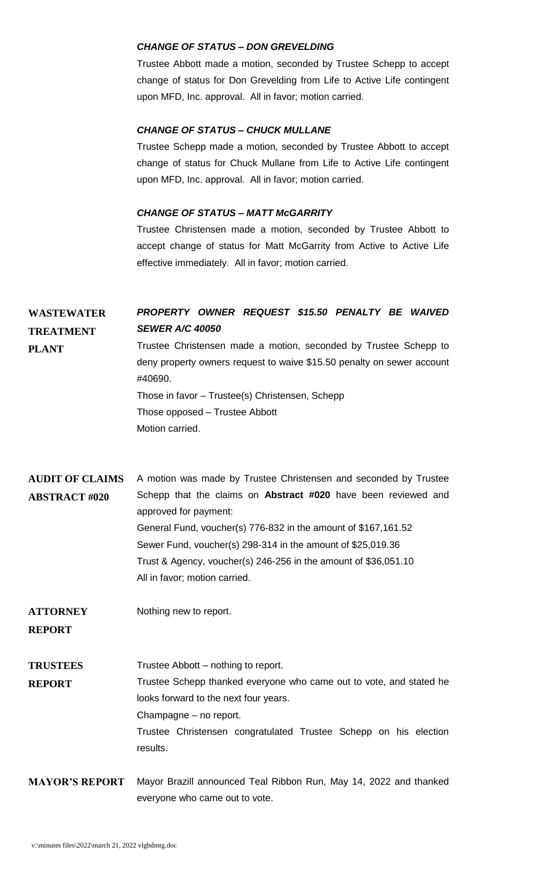***CHANGE OF STATUS – DON GREVELDING***

Trustee Abbott made a motion, seconded by Trustee Schepp to accept change of status for Don Grevelding from Life to Active Life contingent upon MFD, Inc. approval. All in favor; motion carried.

***CHANGE OF STATUS – CHUCK MULLANE***

Trustee Schepp made a motion, seconded by Trustee Abbott to accept change of status for Chuck Mullane from Life to Active Life contingent upon MFD, Inc. approval. All in favor; motion carried.

***CHANGE OF STATUS – MATT McGARRITY***

Trustee Christensen made a motion, seconded by Trustee Abbott to accept change of status for Matt McGarrity from Active to Active Life effective immediately. All in favor; motion carried.

**WASTEWATER TREATMENT PLANT**

***PROPERTY OWNER REQUEST $15.50 PENALTY BE WAIVED SEWER A/C 40050***

Trustee Christensen made a motion, seconded by Trustee Schepp to deny property owners request to waive $15.50 penalty on sewer account #40690.

Those in favor – Trustee(s) Christensen, Schepp

Those opposed – Trustee Abbott

Motion carried.

**AUDIT OF CLAIMS ABSTRACT #020**

A motion was made by Trustee Christensen and seconded by Trustee Schepp that the claims on **Abstract #020** have been reviewed and approved for payment:

General Fund, voucher(s) 776-832 in the amount of $167,161.52

Sewer Fund, voucher(s) 298-314 in the amount of $25,019.36

Trust & Agency, voucher(s) 246-256 in the amount of $36,051.10

All in favor; motion carried.

**ATTORNEY REPORT**

Nothing new to report.

**TRUSTEES REPORT**

Trustee Abbott – nothing to report.

Trustee Schepp thanked everyone who came out to vote, and stated he looks forward to the next four years.

Champagne – no report.

Trustee Christensen congratulated Trustee Schepp on his election results.

**MAYOR'S REPORT**

Mayor Brazill announced Teal Ribbon Run, May 14, 2022 and thanked everyone who came out to vote.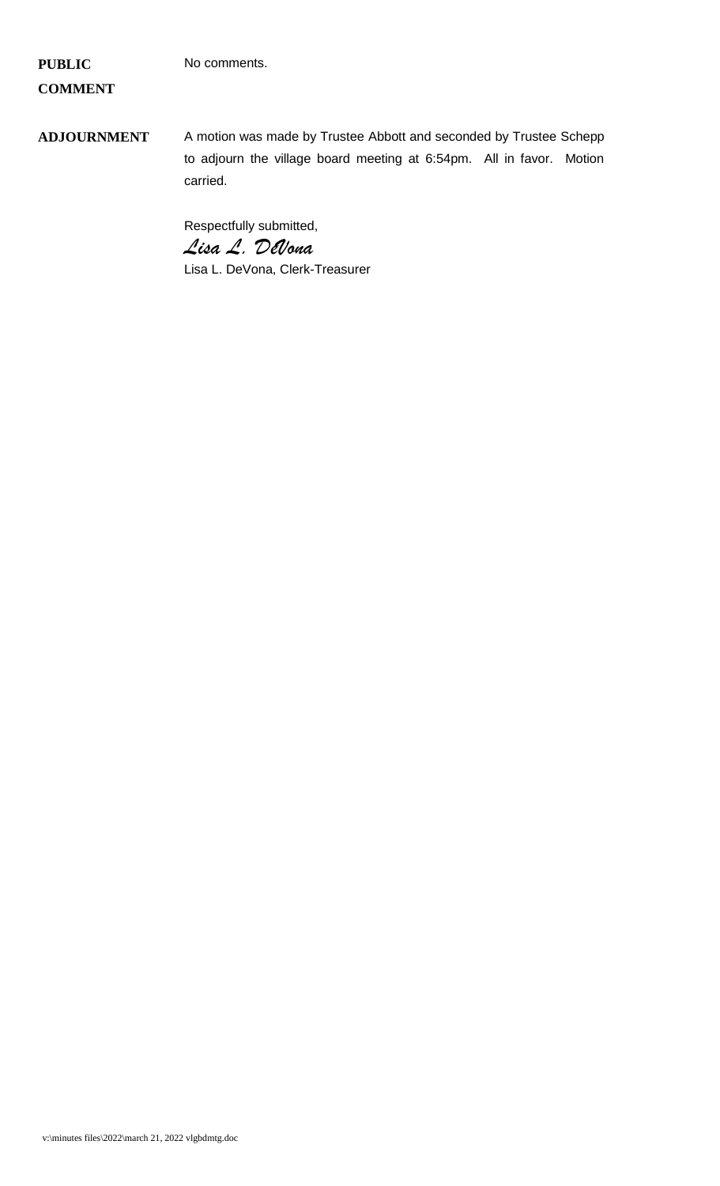**PUBLIC COMMENT**

No comments.

**ADJOURNMENT**

A motion was made by Trustee Abbott and seconded by Trustee Schepp to adjourn the village board meeting at 6:54pm. All in favor. Motion carried.

Respectfully submitted,

*Lisa L. DeVona*

Lisa L. DeVona, Clerk-Treasurer

v:\minutes files\2022\march 21, 2022 vlgbdmtg.doc